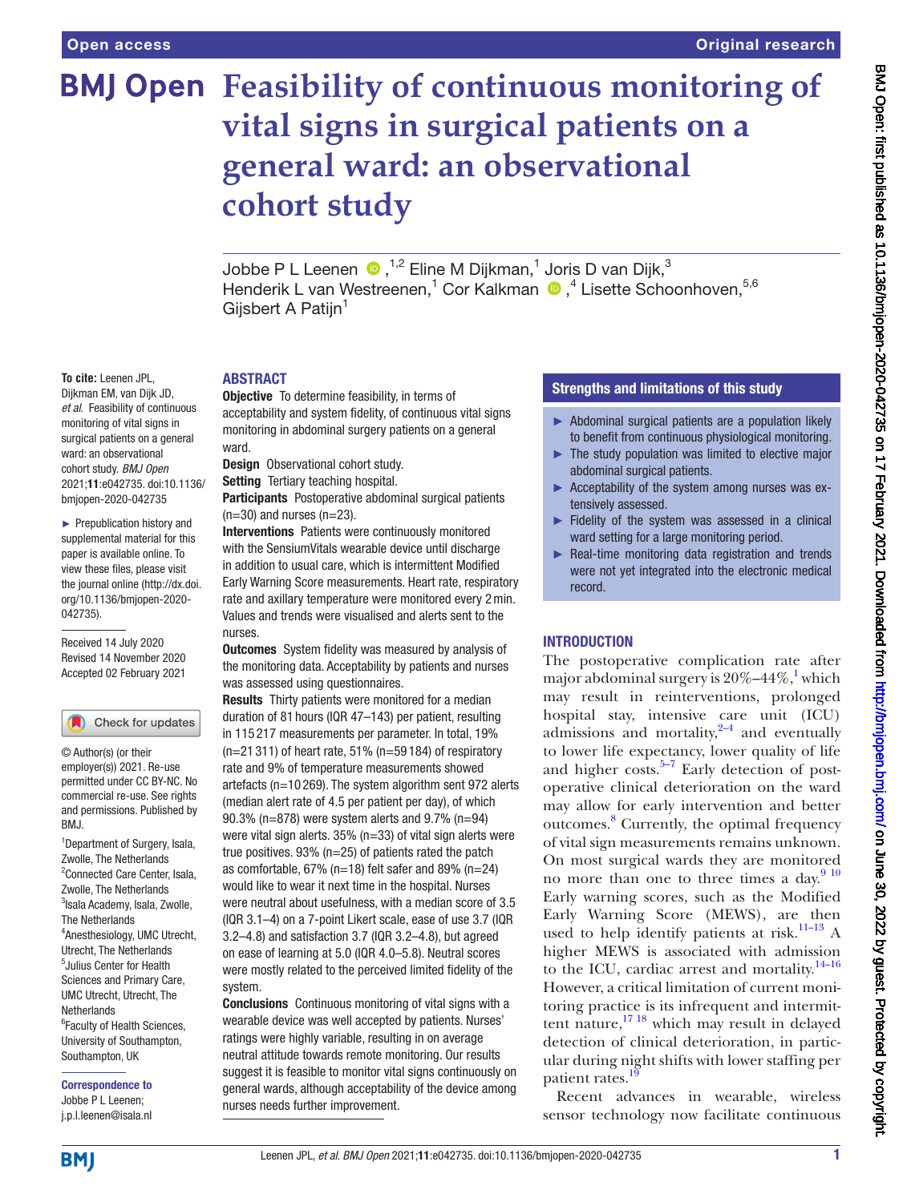Open access

Original research

# Feasibility of continuous monitoring of vital signs in surgical patients on a general ward: an observational cohort study

Jobbe P L Leenen ,[1,2] Eline M Dijkman,[1] Joris D van Dijk,[3] Henderik L van Westreenen,[1] Cor Kalkman ,[4] Lisette Schoonhoven,[5,6] Gijsbert A Patijn[1]

**To cite:** Leenen JPL, Dijkman EM, van Dijk JD, *et al*. Feasibility of continuous monitoring of vital signs in surgical patients on a general ward: an observational cohort study. *BMJ Open* 2021;**11**:e042735. doi:10.1136/bmjopen-2020-042735

► Prepublication history and supplemental material for this paper is available online. To view these files, please visit the journal online (http://dx.doi.org/10.1136/bmjopen-2020-042735).

Received 14 July 2020
Revised 14 November 2020
Accepted 02 February 2021

© Author(s) (or their employer(s)) 2021. Re-use permitted under CC BY-NC. No commercial re-use. See rights and permissions. Published by BMJ.

[1]Department of Surgery, Isala, Zwolle, The Netherlands
[2]Connected Care Center, Isala, Zwolle, The Netherlands
[3]Isala Academy, Isala, Zwolle, The Netherlands
[4]Anesthesiology, UMC Utrecht, Utrecht, The Netherlands
[5]Julius Center for Health Sciences and Primary Care, UMC Utrecht, Utrecht, The Netherlands
[6]Faculty of Health Sciences, University of Southampton, Southampton, UK

**Correspondence to**
Jobbe P L Leenen;
j.p.l.leenen@isala.nl

## ABSTRACT

**Objective** To determine feasibility, in terms of acceptability and system fidelity, of continuous vital signs monitoring in abdominal surgery patients on a general ward.

**Design** Observational cohort study.

**Setting** Tertiary teaching hospital.

**Participants** Postoperative abdominal surgical patients (n=30) and nurses (n=23).

**Interventions** Patients were continuously monitored with the SensiumVitals wearable device until discharge in addition to usual care, which is intermittent Modified Early Warning Score measurements. Heart rate, respiratory rate and axillary temperature were monitored every 2 min. Values and trends were visualised and alerts sent to the nurses.

**Outcomes** System fidelity was measured by analysis of the monitoring data. Acceptability by patients and nurses was assessed using questionnaires.

**Results** Thirty patients were monitored for a median duration of 87 hours (IQR 47–143) per patient, resulting in 115 217 measurements per parameter. In total, 19% (n=21 311) of heart rate, 51% (n=59 184) of respiratory rate and 9% of temperature measurements showed artefacts (n=10 269). The system algorithm sent 972 alerts (median alert rate of 4.5 per patient per day), of which 90.3% (n=878) were system alerts and 9.7% (n=94) were vital sign alerts. 35% (n=33) of vital sign alerts were true positives. 93% (n=25) of patients rated the patch as comfortable, 67% (n=18) felt safer and 89% (n=24) would like to wear it next time in the hospital. Nurses were neutral about usefulness, with a median score of 3.5 (IQR 3.1–4) on a 7-point Likert scale, ease of use 3.7 (IQR 3.2–4.8) and satisfaction 3.7 (IQR 3.2–4.8), but agreed on ease of learning at 5.0 (IQR 4.0–5.8). Neutral scores were mostly related to the perceived limited fidelity of the system.

**Conclusions** Continuous monitoring of vital signs with a wearable device was well accepted by patients. Nurses' ratings were highly variable, resulting in an average neutral attitude towards remote monitoring. Our results suggest it is feasible to monitor vital signs continuously on general wards, although acceptability of the device among nurses needs further improvement.

## Strengths and limitations of this study

► Abdominal surgical patients are a population likely to benefit from continuous physiological monitoring.
► The study population was limited to elective major abdominal surgical patients.
► Acceptability of the system among nurses was extensively assessed.
► Fidelity of the system was assessed in a clinical ward setting for a large monitoring period.
► Real-time monitoring data registration and trends were not yet integrated into the electronic medical record.

## INTRODUCTION

The postoperative complication rate after major abdominal surgery is 20%–44%,[1] which may result in reinterventions, prolonged hospital stay, intensive care unit (ICU) admissions and mortality,[2–4] and eventually to lower life expectancy, lower quality of life and higher costs.[5–7] Early detection of postoperative clinical deterioration on the ward may allow for early intervention and better outcomes.[8] Currently, the optimal frequency of vital sign measurements remains unknown. On most surgical wards they are monitored no more than one to three times a day.[9,10] Early warning scores, such as the Modified Early Warning Score (MEWS), are then used to help identify patients at risk.[11–13] A higher MEWS is associated with admission to the ICU, cardiac arrest and mortality.[14–16] However, a critical limitation of current monitoring practice is its infrequent and intermittent nature,[17,18] which may result in delayed detection of clinical deterioration, in particular during night shifts with lower staffing per patient rates.[19]

Recent advances in wearable, wireless sensor technology now facilitate continuous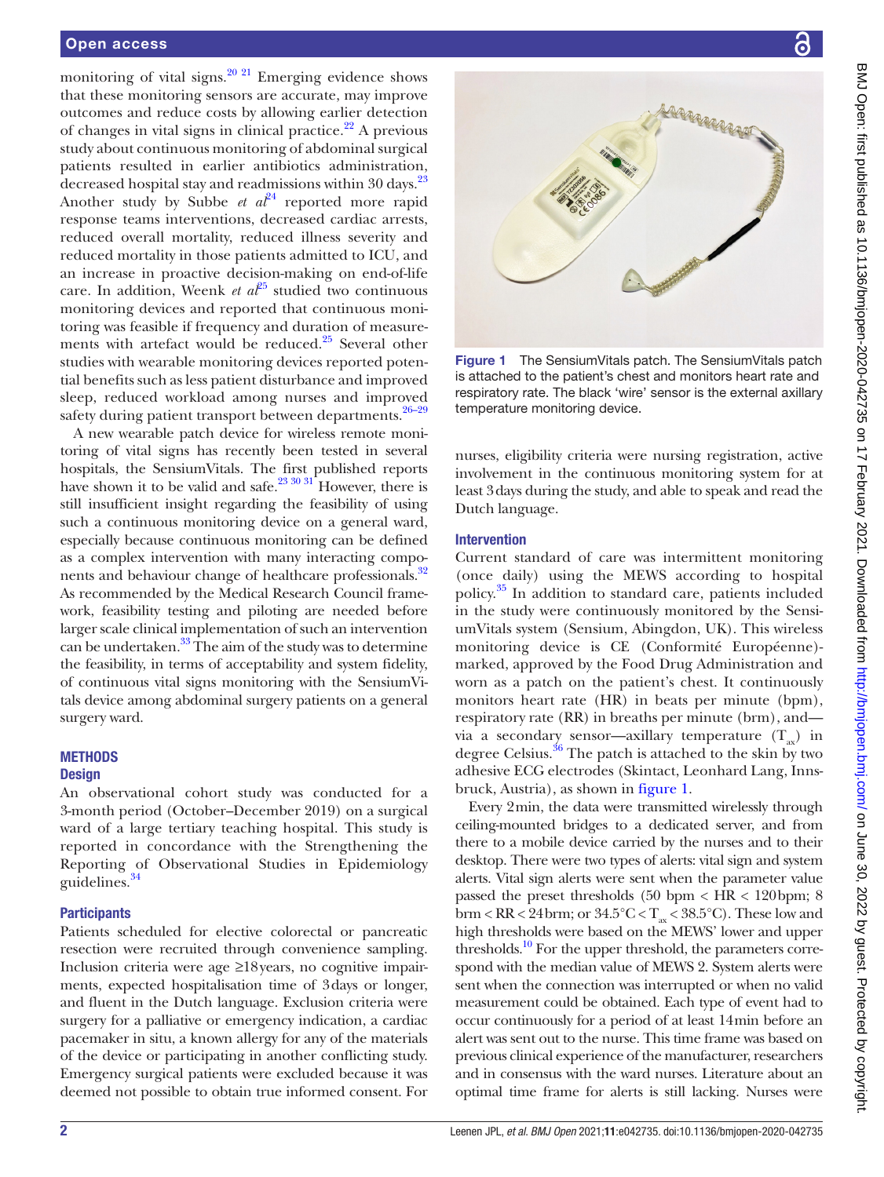monitoring of vital signs.[20 21] Emerging evidence shows that these monitoring sensors are accurate, may improve outcomes and reduce costs by allowing earlier detection of changes in vital signs in clinical practice.[22] A previous study about continuous monitoring of abdominal surgical patients resulted in earlier antibiotics administration, decreased hospital stay and readmissions within 30 days.[23] Another study by Subbe *et al*[24] reported more rapid response teams interventions, decreased cardiac arrests, reduced overall mortality, reduced illness severity and reduced mortality in those patients admitted to ICU, and an increase in proactive decision-making on end-of-life care. In addition, Weenk *et al*[25] studied two continuous monitoring devices and reported that continuous monitoring was feasible if frequency and duration of measurements with artefact would be reduced.[25] Several other studies with wearable monitoring devices reported potential benefits such as less patient disturbance and improved sleep, reduced workload among nurses and improved safety during patient transport between departments.[26–29]

A new wearable patch device for wireless remote monitoring of vital signs has recently been tested in several hospitals, the SensiumVitals. The first published reports have shown it to be valid and safe.[23 30 31] However, there is still insufficient insight regarding the feasibility of using such a continuous monitoring device on a general ward, especially because continuous monitoring can be defined as a complex intervention with many interacting components and behaviour change of healthcare professionals.[32] As recommended by the Medical Research Council framework, feasibility testing and piloting are needed before larger scale clinical implementation of such an intervention can be undertaken.[33] The aim of the study was to determine the feasibility, in terms of acceptability and system fidelity, of continuous vital signs monitoring with the SensiumVitals device among abdominal surgery patients on a general surgery ward.

## METHODS

### Design

An observational cohort study was conducted for a 3-month period (October–December 2019) on a surgical ward of a large tertiary teaching hospital. This study is reported in concordance with the Strengthening the Reporting of Observational Studies in Epidemiology guidelines.[34]

### Participants

Patients scheduled for elective colorectal or pancreatic resection were recruited through convenience sampling. Inclusion criteria were age ≥18 years, no cognitive impairments, expected hospitalisation time of 3 days or longer, and fluent in the Dutch language. Exclusion criteria were surgery for a palliative or emergency indication, a cardiac pacemaker in situ, a known allergy for any of the materials of the device or participating in another conflicting study. Emergency surgical patients were excluded because it was deemed not possible to obtain true informed consent. For nurses, eligibility criteria were nursing registration, active involvement in the continuous monitoring system for at least 3 days during the study, and able to speak and read the Dutch language.

Figure 1 The SensiumVitals patch. The SensiumVitals patch is attached to the patient's chest and monitors heart rate and respiratory rate. The black 'wire' sensor is the external axillary temperature monitoring device.

### Intervention

Current standard of care was intermittent monitoring (once daily) using the MEWS according to hospital policy.[35] In addition to standard care, patients included in the study were continuously monitored by the SensiumVitals system (Sensium, Abingdon, UK). This wireless monitoring device is CE (Conformité Européenne)-marked, approved by the Food Drug Administration and worn as a patch on the patient's chest. It continuously monitors heart rate (HR) in beats per minute (bpm), respiratory rate (RR) in breaths per minute (brm), and—via a secondary sensor—axillary temperature ($T_{ax}$) in degree Celsius.[36] The patch is attached to the skin by two adhesive ECG electrodes (Skintact, Leonhard Lang, Innsbruck, Austria), as shown in figure 1.

Every 2 min, the data were transmitted wirelessly through ceiling-mounted bridges to a dedicated server, and from there to a mobile device carried by the nurses and to their desktop. There were two types of alerts: vital sign and system alerts. Vital sign alerts were sent when the parameter value passed the preset thresholds (50 bpm < HR < 120 bpm; 8 brm < RR < 24 brm; or 34.5°C < $T_{ax}$ < 38.5°C). These low and high thresholds were based on the MEWS' lower and upper thresholds.[10] For the upper threshold, the parameters correspond with the median value of MEWS 2. System alerts were sent when the connection was interrupted or when no valid measurement could be obtained. Each type of event had to occur continuously for a period of at least 14 min before an alert was sent out to the nurse. This time frame was based on previous clinical experience of the manufacturer, researchers and in consensus with the ward nurses. Literature about an optimal time frame for alerts is still lacking. Nurses were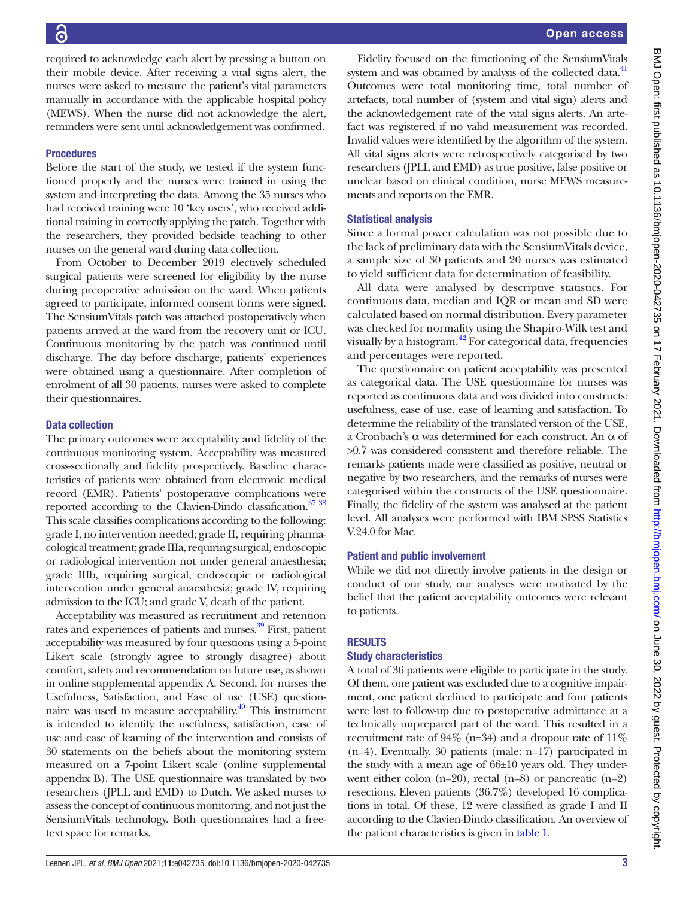required to acknowledge each alert by pressing a button on their mobile device. After receiving a vital signs alert, the nurses were asked to measure the patient's vital parameters manually in accordance with the applicable hospital policy (MEWS). When the nurse did not acknowledge the alert, reminders were sent until acknowledgement was confirmed.

### Procedures

Before the start of the study, we tested if the system functioned properly and the nurses were trained in using the system and interpreting the data. Among the 35 nurses who had received training were 10 'key users', who received additional training in correctly applying the patch. Together with the researchers, they provided bedside teaching to other nurses on the general ward during data collection.

From October to December 2019 electively scheduled surgical patients were screened for eligibility by the nurse during preoperative admission on the ward. When patients agreed to participate, informed consent forms were signed. The SensiumVitals patch was attached postoperatively when patients arrived at the ward from the recovery unit or ICU. Continuous monitoring by the patch was continued until discharge. The day before discharge, patients' experiences were obtained using a questionnaire. After completion of enrolment of all 30 patients, nurses were asked to complete their questionnaires.

### Data collection

The primary outcomes were acceptability and fidelity of the continuous monitoring system. Acceptability was measured cross-sectionally and fidelity prospectively. Baseline characteristics of patients were obtained from electronic medical record (EMR). Patients' postoperative complications were reported according to the Clavien-Dindo classification.[37 38] This scale classifies complications according to the following: grade I, no intervention needed; grade II, requiring pharmacological treatment; grade IIIa, requiring surgical, endoscopic or radiological intervention not under general anaesthesia; grade IIIb, requiring surgical, endoscopic or radiological intervention under general anaesthesia; grade IV, requiring admission to the ICU; and grade V, death of the patient.

Acceptability was measured as recruitment and retention rates and experiences of patients and nurses.[39] First, patient acceptability was measured by four questions using a 5-point Likert scale (strongly agree to strongly disagree) about comfort, safety and recommendation on future use, as shown in online supplemental appendix A. Second, for nurses the Usefulness, Satisfaction, and Ease of use (USE) questionnaire was used to measure acceptability.[40] This instrument is intended to identify the usefulness, satisfaction, ease of use and ease of learning of the intervention and consists of 30 statements on the beliefs about the monitoring system measured on a 7-point Likert scale (online supplemental appendix B). The USE questionnaire was translated by two researchers (JPLL and EMD) to Dutch. We asked nurses to assess the concept of continuous monitoring, and not just the SensiumVitals technology. Both questionnaires had a free-text space for remarks.

Fidelity focused on the functioning of the SensiumVitals system and was obtained by analysis of the collected data.[41] Outcomes were total monitoring time, total number of artefacts, total number of (system and vital sign) alerts and the acknowledgement rate of the vital signs alerts. An artefact was registered if no valid measurement was recorded. Invalid values were identified by the algorithm of the system. All vital signs alerts were retrospectively categorised by two researchers (JPLL and EMD) as true positive, false positive or unclear based on clinical condition, nurse MEWS measurements and reports on the EMR.

### Statistical analysis

Since a formal power calculation was not possible due to the lack of preliminary data with the SensiumVitals device, a sample size of 30 patients and 20 nurses was estimated to yield sufficient data for determination of feasibility.

All data were analysed by descriptive statistics. For continuous data, median and IQR or mean and SD were calculated based on normal distribution. Every parameter was checked for normality using the Shapiro-Wilk test and visually by a histogram.[42] For categorical data, frequencies and percentages were reported.

The questionnaire on patient acceptability was presented as categorical data. The USE questionnaire for nurses was reported as continuous data and was divided into constructs: usefulness, ease of use, ease of learning and satisfaction. To determine the reliability of the translated version of the USE, a Cronbach's α was determined for each construct. An α of >0.7 was considered consistent and therefore reliable. The remarks patients made were classified as positive, neutral or negative by two researchers, and the remarks of nurses were categorised within the constructs of the USE questionnaire. Finally, the fidelity of the system was analysed at the patient level. All analyses were performed with IBM SPSS Statistics V.24.0 for Mac.

### Patient and public involvement

While we did not directly involve patients in the design or conduct of our study, our analyses were motivated by the belief that the patient acceptability outcomes were relevant to patients.

## RESULTS

### Study characteristics

A total of 36 patients were eligible to participate in the study. Of them, one patient was excluded due to a cognitive impairment, one patient declined to participate and four patients were lost to follow-up due to postoperative admittance at a technically unprepared part of the ward. This resulted in a recruitment rate of 94% (n=34) and a dropout rate of 11% (n=4). Eventually, 30 patients (male: n=17) participated in the study with a mean age of 66±10 years old. They underwent either colon (n=20), rectal (n=8) or pancreatic (n=2) resections. Eleven patients (36.7%) developed 16 complications in total. Of these, 12 were classified as grade I and II according to the Clavien-Dindo classification. An overview of the patient characteristics is given in table 1.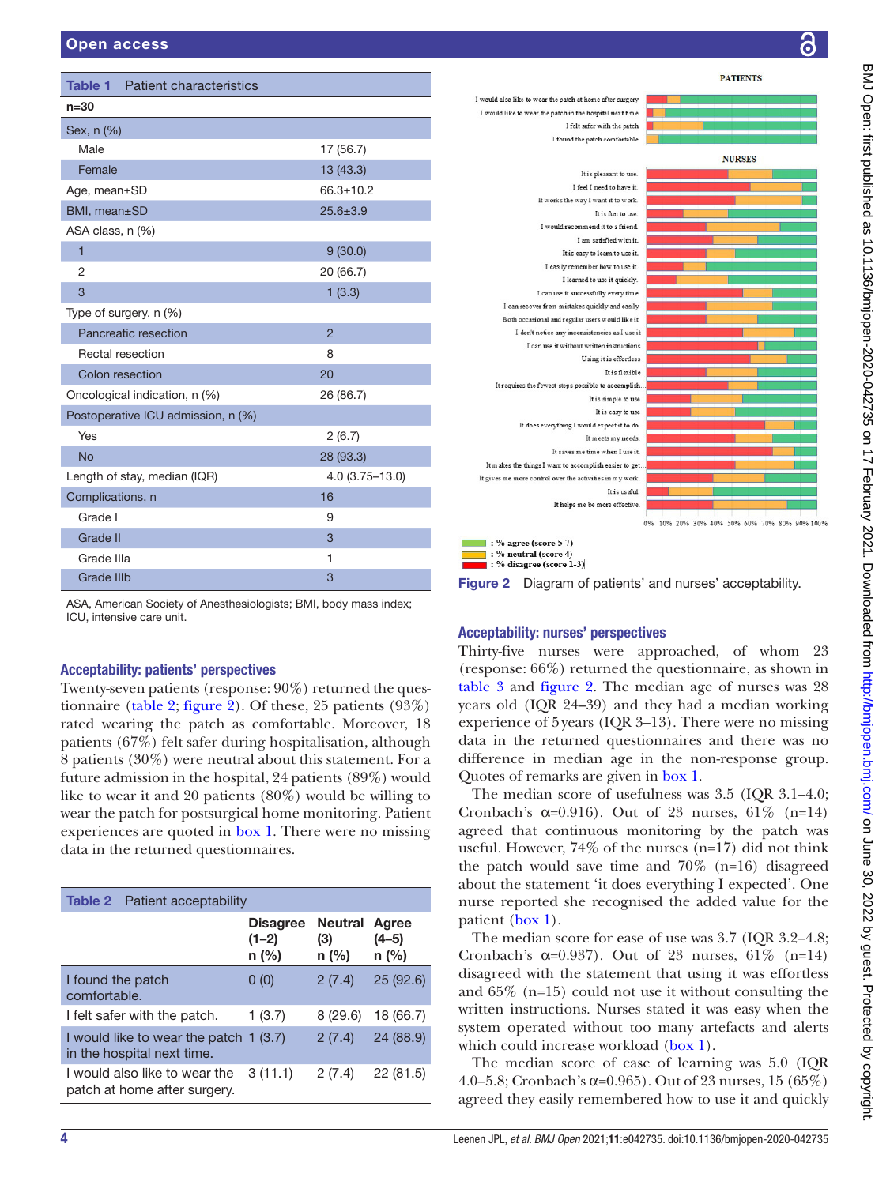**Table 1** Patient characteristics

| n=30 | |
|---|---|
| **Sex, n (%)** | |
| Male | 17 (56.7) |
| Female | 13 (43.3) |
| Age, mean±SD | 66.3±10.2 |
| BMI, mean±SD | 25.6±3.9 |
| ASA class, n (%) | |
| 1 | 9 (30.0) |
| 2 | 20 (66.7) |
| 3 | 1 (3.3) |
| Type of surgery, n (%) | |
| Pancreatic resection | 2 |
| Rectal resection | 8 |
| Colon resection | 20 |
| Oncological indication, n (%) | 26 (86.7) |
| Postoperative ICU admission, n (%) | |
| Yes | 2 (6.7) |
| No | 28 (93.3) |
| Length of stay, median (IQR) | 4.0 (3.75–13.0) |
| Complications, n | 16 |
| Grade I | 9 |
| Grade II | 3 |
| Grade IIIa | 1 |
| Grade IIIb | 3 |

ASA, American Society of Anesthesiologists; BMI, body mass index; ICU, intensive care unit.

### Acceptability: patients' perspectives

Twenty-seven patients (response: 90%) returned the questionnaire (table 2; figure 2). Of these, 25 patients (93%) rated wearing the patch as comfortable. Moreover, 18 patients (67%) felt safer during hospitalisation, although 8 patients (30%) were neutral about this statement. For a future admission in the hospital, 24 patients (89%) would like to wear it and 20 patients (80%) would be willing to wear the patch for postsurgical home monitoring. Patient experiences are quoted in box 1. There were no missing data in the returned questionnaires.

**Table 2** Patient acceptability

| | Disagree (1–2) n (%) | Neutral (3) n (%) | Agree (4–5) n (%) |
|---|---|---|---|
| I found the patch comfortable. | 0 (0) | 2 (7.4) | 25 (92.6) |
| I felt safer with the patch. | 1 (3.7) | 8 (29.6) | 18 (66.7) |
| I would like to wear the patch in the hospital next time. | 1 (3.7) | 2 (7.4) | 24 (88.9) |
| I would also like to wear the patch at home after surgery. | 3 (11.1) | 2 (7.4) | 22 (81.5) |

**Figure 2** Diagram of patients' and nurses' acceptability.

### Acceptability: nurses' perspectives

Thirty-five nurses were approached, of whom 23 (response: 66%) returned the questionnaire, as shown in table 3 and figure 2. The median age of nurses was 28 years old (IQR 24–39) and they had a median working experience of 5 years (IQR 3–13). There were no missing data in the returned questionnaires and there was no difference in median age in the non-response group. Quotes of remarks are given in box 1.

The median score of usefulness was 3.5 (IQR 3.1–4.0; Cronbach's α=0.916). Out of 23 nurses, 61% (n=14) agreed that continuous monitoring by the patch was useful. However, 74% of the nurses (n=17) did not think the patch would save time and 70% (n=16) disagreed about the statement 'it does everything I expected'. One nurse reported she recognised the added value for the patient (box 1).

The median score for ease of use was 3.7 (IQR 3.2–4.8; Cronbach's α=0.937). Out of 23 nurses, 61% (n=14) disagreed with the statement that using it was effortless and 65% (n=15) could not use it without consulting the written instructions. Nurses stated it was easy when the system operated without too many artefacts and alerts which could increase workload (box 1).

The median score of ease of learning was 5.0 (IQR 4.0–5.8; Cronbach's α=0.965). Out of 23 nurses, 15 (65%) agreed they easily remembered how to use it and quickly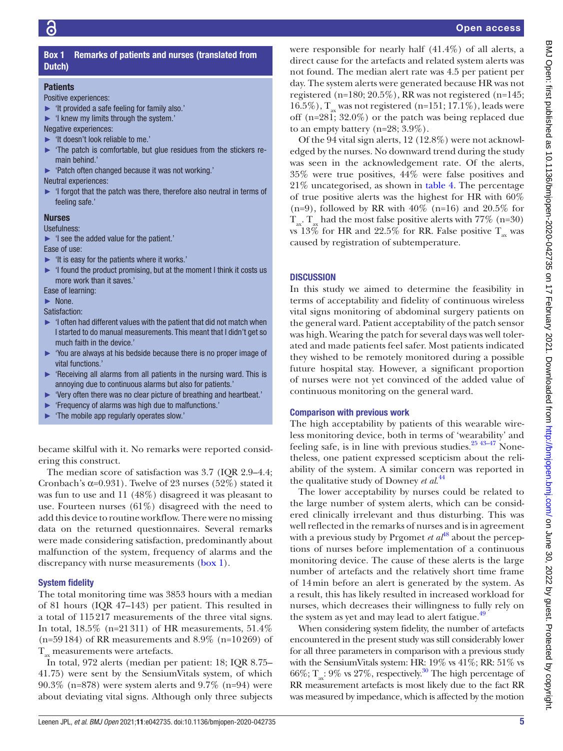**Box 1 Remarks of patients and nurses (translated from Dutch)**

**Patients**

Positive experiences:

- 'It provided a safe feeling for family also.'
- 'I knew my limits through the system.'

Negative experiences:

- 'It doesn't look reliable to me.'
- 'The patch is comfortable, but glue residues from the stickers remain behind.'
- 'Patch often changed because it was not working.'

Neutral experiences:

- 'I forgot that the patch was there, therefore also neutral in terms of feeling safe.'

**Nurses**

Usefulness:

- 'I see the added value for the patient.'

Ease of use:

- 'It is easy for the patients where it works.'
- 'I found the product promising, but at the moment I think it costs us more work than it saves.'

Ease of learning:

- None.

Satisfaction:

- 'I often had different values with the patient that did not match when I started to do manual measurements. This meant that I didn't get so much faith in the device.'
- 'You are always at his bedside because there is no proper image of vital functions.'
- 'Receiving all alarms from all patients in the nursing ward. This is annoying due to continuous alarms but also for patients.'
- 'Very often there was no clear picture of breathing and heartbeat.'
- 'Frequency of alarms was high due to malfunctions.'
- 'The mobile app regularly operates slow.'

became skilful with it. No remarks were reported considering this construct.

The median score of satisfaction was 3.7 (IQR 2.9–4.4; Cronbach's α=0.931). Twelve of 23 nurses (52%) stated it was fun to use and 11 (48%) disagreed it was pleasant to use. Fourteen nurses (61%) disagreed with the need to add this device to routine workflow. There were no missing data on the returned questionnaires. Several remarks were made considering satisfaction, predominantly about malfunction of the system, frequency of alarms and the discrepancy with nurse measurements (box 1).

### System fidelity

The total monitoring time was 3853 hours with a median of 81 hours (IQR 47–143) per patient. This resulted in a total of 115 217 measurements of the three vital signs. In total, 18.5% (n=21 311) of HR measurements, 51.4% (n=59 184) of RR measurements and 8.9% (n=10 269) of $T_{ax}$ measurements were artefacts.

In total, 972 alerts (median per patient: 18; IQR 8.75–41.75) were sent by the SensiumVitals system, of which 90.3% (n=878) were system alerts and 9.7% (n=94) were about deviating vital signs. Although only three subjects were responsible for nearly half (41.4%) of all alerts, a direct cause for the artefacts and related system alerts was not found. The median alert rate was 4.5 per patient per day. The system alerts were generated because HR was not registered (n=180; 20.5%), RR was not registered (n=145; 16.5%), $T_{ax}$ was not registered (n=151; 17.1%), leads were off (n=281; 32.0%) or the patch was being replaced due to an empty battery (n=28; 3.9%).

Of the 94 vital sign alerts, 12 (12.8%) were not acknowledged by the nurses. No downward trend during the study was seen in the acknowledgement rate. Of the alerts, 35% were true positives, 44% were false positives and 21% uncategorised, as shown in table 4. The percentage of true positive alerts was the highest for HR with 60% (n=9), followed by RR with 40% (n=16) and 20.5% for $T_{ax}$. $T_{ax}$ had the most false positive alerts with 77% (n=30) vs 13% for HR and 22.5% for RR. False positive $T_{ax}$ was caused by registration of subtemperature.

## DISCUSSION

In this study we aimed to determine the feasibility in terms of acceptability and fidelity of continuous wireless vital signs monitoring of abdominal surgery patients on the general ward. Patient acceptability of the patch sensor was high. Wearing the patch for several days was well tolerated and made patients feel safer. Most patients indicated they wished to be remotely monitored during a possible future hospital stay. However, a significant proportion of nurses were not yet convinced of the added value of continuous monitoring on the general ward.

### Comparison with previous work

The high acceptability by patients of this wearable wireless monitoring device, both in terms of 'wearability' and feeling safe, is in line with previous studies.[25 43–47] Nonetheless, one patient expressed scepticism about the reliability of the system. A similar concern was reported in the qualitative study of Downey *et al*.[44]

The lower acceptability by nurses could be related to the large number of system alerts, which can be considered clinically irrelevant and thus disturbing. This was well reflected in the remarks of nurses and is in agreement with a previous study by Prgomet *et al*[48] about the perceptions of nurses before implementation of a continuous monitoring device. The cause of these alerts is the large number of artefacts and the relatively short time frame of 14 min before an alert is generated by the system. As a result, this has likely resulted in increased workload for nurses, which decreases their willingness to fully rely on the system as yet and may lead to alert fatigue.[49]

When considering system fidelity, the number of artefacts encountered in the present study was still considerably lower for all three parameters in comparison with a previous study with the SensiumVitals system: HR: 19% vs 41%; RR: 51% vs 66%; $T_{ax}$: 9% vs 27%, respectively.[30] The high percentage of RR measurement artefacts is most likely due to the fact RR was measured by impedance, which is affected by the motion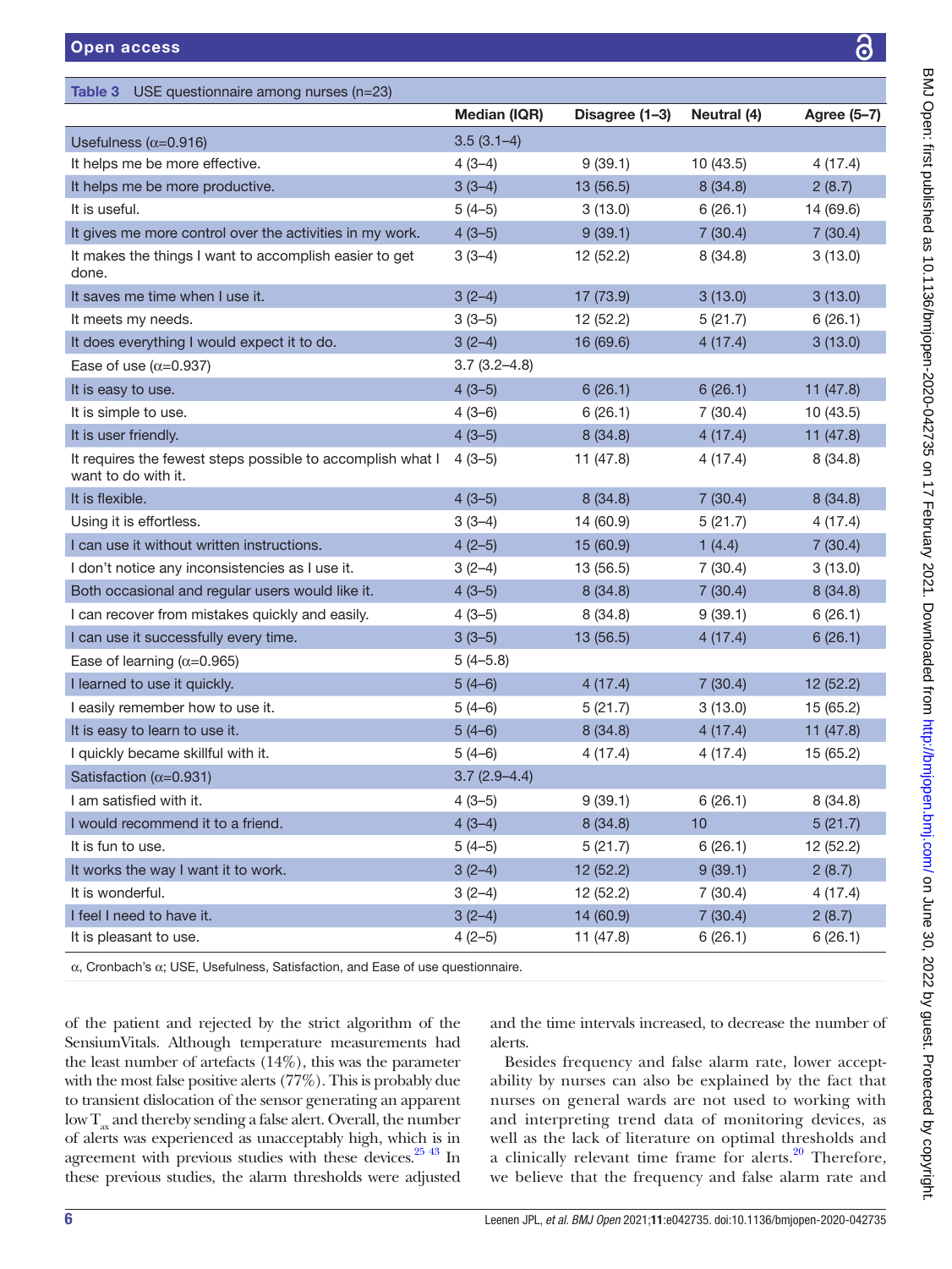**Table 3** USE questionnaire among nurses (n=23)

| | Median (IQR) | Disagree (1–3) | Neutral (4) | Agree (5–7) |
|---|---|---|---|---|
| Usefulness (α=0.916) | 3.5 (3.1–4) | | | |
| It helps me be more effective. | 4 (3–4) | 9 (39.1) | 10 (43.5) | 4 (17.4) |
| It helps me be more productive. | 3 (3–4) | 13 (56.5) | 8 (34.8) | 2 (8.7) |
| It is useful. | 5 (4–5) | 3 (13.0) | 6 (26.1) | 14 (69.6) |
| It gives me more control over the activities in my work. | 4 (3–5) | 9 (39.1) | 7 (30.4) | 7 (30.4) |
| It makes the things I want to accomplish easier to get done. | 3 (3–4) | 12 (52.2) | 8 (34.8) | 3 (13.0) |
| It saves me time when I use it. | 3 (2–4) | 17 (73.9) | 3 (13.0) | 3 (13.0) |
| It meets my needs. | 3 (3–5) | 12 (52.2) | 5 (21.7) | 6 (26.1) |
| It does everything I would expect it to do. | 3 (2–4) | 16 (69.6) | 4 (17.4) | 3 (13.0) |
| Ease of use (α=0.937) | 3.7 (3.2–4.8) | | | |
| It is easy to use. | 4 (3–5) | 6 (26.1) | 6 (26.1) | 11 (47.8) |
| It is simple to use. | 4 (3–6) | 6 (26.1) | 7 (30.4) | 10 (43.5) |
| It is user friendly. | 4 (3–5) | 8 (34.8) | 4 (17.4) | 11 (47.8) |
| It requires the fewest steps possible to accomplish what I want to do with it. | 4 (3–5) | 11 (47.8) | 4 (17.4) | 8 (34.8) |
| It is flexible. | 4 (3–5) | 8 (34.8) | 7 (30.4) | 8 (34.8) |
| Using it is effortless. | 3 (3–4) | 14 (60.9) | 5 (21.7) | 4 (17.4) |
| I can use it without written instructions. | 4 (2–5) | 15 (60.9) | 1 (4.4) | 7 (30.4) |
| I don't notice any inconsistencies as I use it. | 3 (2–4) | 13 (56.5) | 7 (30.4) | 3 (13.0) |
| Both occasional and regular users would like it. | 4 (3–5) | 8 (34.8) | 7 (30.4) | 8 (34.8) |
| I can recover from mistakes quickly and easily. | 4 (3–5) | 8 (34.8) | 9 (39.1) | 6 (26.1) |
| I can use it successfully every time. | 3 (3–5) | 13 (56.5) | 4 (17.4) | 6 (26.1) |
| Ease of learning (α=0.965) | 5 (4–5.8) | | | |
| I learned to use it quickly. | 5 (4–6) | 4 (17.4) | 7 (30.4) | 12 (52.2) |
| I easily remember how to use it. | 5 (4–6) | 5 (21.7) | 3 (13.0) | 15 (65.2) |
| It is easy to learn to use it. | 5 (4–6) | 8 (34.8) | 4 (17.4) | 11 (47.8) |
| I quickly became skillful with it. | 5 (4–6) | 4 (17.4) | 4 (17.4) | 15 (65.2) |
| Satisfaction (α=0.931) | 3.7 (2.9–4.4) | | | |
| I am satisfied with it. | 4 (3–5) | 9 (39.1) | 6 (26.1) | 8 (34.8) |
| I would recommend it to a friend. | 4 (3–4) | 8 (34.8) | 10 | 5 (21.7) |
| It is fun to use. | 5 (4–5) | 5 (21.7) | 6 (26.1) | 12 (52.2) |
| It works the way I want it to work. | 3 (2–4) | 12 (52.2) | 9 (39.1) | 2 (8.7) |
| It is wonderful. | 3 (2–4) | 12 (52.2) | 7 (30.4) | 4 (17.4) |
| I feel I need to have it. | 3 (2–4) | 14 (60.9) | 7 (30.4) | 2 (8.7) |
| It is pleasant to use. | 4 (2–5) | 11 (47.8) | 6 (26.1) | 6 (26.1) |

α, Cronbach's α; USE, Usefulness, Satisfaction, and Ease of use questionnaire.

of the patient and rejected by the strict algorithm of the SensiumVitals. Although temperature measurements had the least number of artefacts (14%), this was the parameter with the most false positive alerts (77%). This is probably due to transient dislocation of the sensor generating an apparent low $T_{ax}$ and thereby sending a false alert. Overall, the number of alerts was experienced as unacceptably high, which is in agreement with previous studies with these devices.[25 43] In these previous studies, the alarm thresholds were adjusted and the time intervals increased, to decrease the number of alerts.

Besides frequency and false alarm rate, lower acceptability by nurses can also be explained by the fact that nurses on general wards are not used to working with and interpreting trend data of monitoring devices, as well as the lack of literature on optimal thresholds and a clinically relevant time frame for alerts.[20] Therefore, we believe that the frequency and false alarm rate and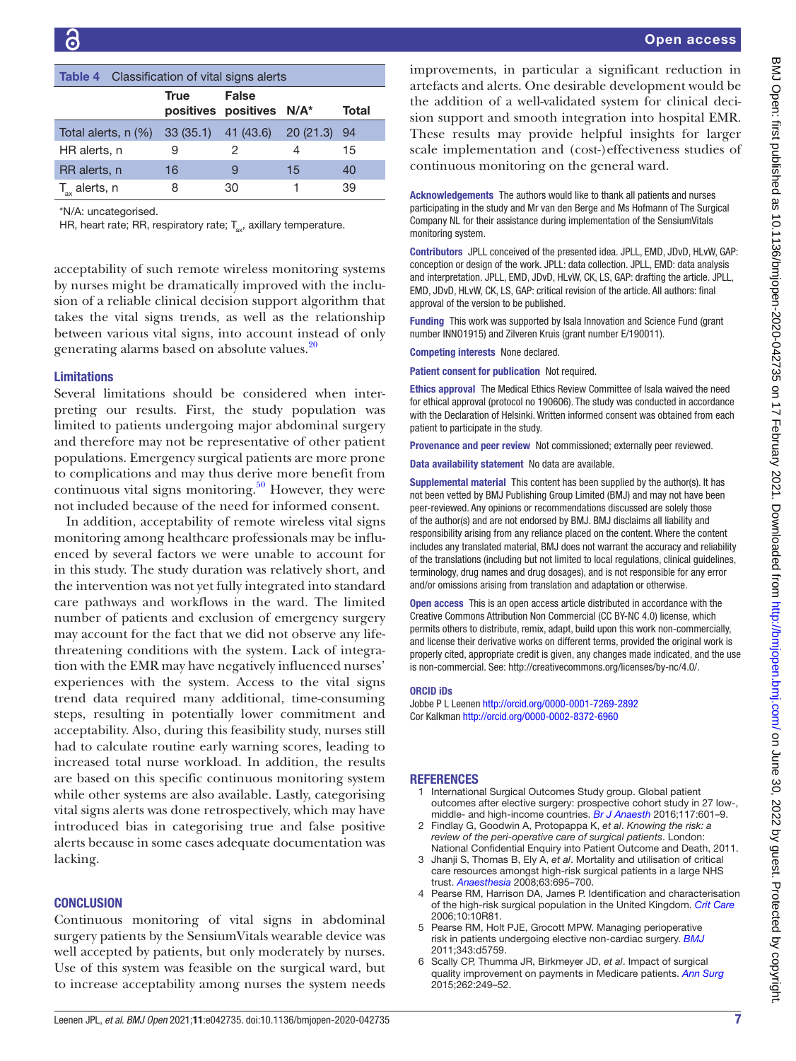Table 4 Classification of vital signs alerts

| | True positives | False positives | N/A* | Total |
|---|---|---|---|---|
| Total alerts, n (%) | 33 (35.1) | 41 (43.6) | 20 (21.3) | 94 |
| HR alerts, n | 9 | 2 | 4 | 15 |
| RR alerts, n | 16 | 9 | 15 | 40 |
| $T_{ax}$ alerts, n | 8 | 30 | 1 | 39 |

*N/A: uncategorised.

HR, heart rate; RR, respiratory rate; $T_{ax}$, axillary temperature.

acceptability of such remote wireless monitoring systems by nurses might be dramatically improved with the inclusion of a reliable clinical decision support that takes the vital signs trends, as well as the relationship between various vital signs, into account instead of only generating alarms based on absolute values.[20]

### Limitations

Several limitations should be considered when interpreting our results. First, the study population was limited to patients undergoing major abdominal surgery and therefore may not be representative of other patient populations. Emergency surgical patients are more prone to complications and may thus derive more benefit from continuous vital signs monitoring.[50] However, they were not included because of the need for informed consent.

In addition, acceptability of remote wireless vital signs monitoring among healthcare professionals may be influenced by several factors we were unable to account for in this study. The study duration was relatively short, and the intervention was not yet fully integrated into standard care pathways and workflows in the ward. The limited number of patients and exclusion of emergency surgery may account for the fact that we did not observe any life-threatening conditions with the system. Lack of integration with the EMR may have negatively influenced nurses' experiences with the system. Access to the vital signs trend data required many additional, time-consuming steps, resulting in potentially lower commitment and acceptability. Also, during this feasibility study, nurses still had to calculate routine early warning scores, leading to increased total nurse workload. In addition, the results are based on this specific continuous monitoring system while other systems are also available. Lastly, categorising vital signs alerts was done retrospectively, which may have introduced bias in categorising true and false positive alerts because in some cases adequate documentation was lacking.

## CONCLUSION

Continuous monitoring of vital signs in abdominal surgery patients by the SensiumVitals wearable device was well accepted by patients, but only moderately by nurses. Use of this system was feasible on the surgical ward, but to increase acceptability among nurses the system needs improvements, in particular a significant reduction in artefacts and alerts. One desirable development would be the addition of a well-validated system for clinical decision support and smooth integration into hospital EMR. These results may provide helpful insights for larger scale implementation and (cost-)effectiveness studies of continuous monitoring on the general ward.

**Acknowledgements** The authors would like to thank all patients and nurses participating in the study and Mr van den Berge and Ms Hofmann of The Surgical Company NL for their assistance during implementation of the SensiumVitals monitoring system.

**Contributors** JPLL conceived of the presented idea. JPLL, EMD, JDvD, HLvW, GAP: conception or design of the work. JPLL: data collection. JPLL, EMD: data analysis and interpretation. JPLL, EMD, JDvD, HLvW, CK, LS, GAP: drafting the article. JPLL, EMD, JDvD, HLvW, CK, LS, GAP: critical revision of the article. All authors: final approval of the version to be published.

**Funding** This work was supported by Isala Innovation and Science Fund (grant number INNO1915) and Zilveren Kruis (grant number E/190011).

**Competing interests** None declared.

**Patient consent for publication** Not required.

**Ethics approval** The Medical Ethics Review Committee of Isala waived the need for ethical approval (protocol no 190606). The study was conducted in accordance with the Declaration of Helsinki. Written informed consent was obtained from each patient to participate in the study.

**Provenance and peer review** Not commissioned; externally peer reviewed.

**Data availability statement** No data are available.

**Supplemental material** This content has been supplied by the author(s). It has not been vetted by BMJ Publishing Group Limited (BMJ) and may not have been peer-reviewed. Any opinions or recommendations discussed are solely those of the author(s) and are not endorsed by BMJ. BMJ disclaims all liability and responsibility arising from any reliance placed on the content. Where the content includes any translated material, BMJ does not warrant the accuracy and reliability of the translations (including but not limited to local regulations, clinical guidelines, terminology, drug names and drug dosages), and is not responsible for any error and/or omissions arising from translation and adaptation or otherwise.

**Open access** This is an open access article distributed in accordance with the Creative Commons Attribution Non Commercial (CC BY-NC 4.0) license, which permits others to distribute, remix, adapt, build upon this work non-commercially, and license their derivative works on different terms, provided the original work is properly cited, appropriate credit is given, any changes made indicated, and the use is non-commercial. See: http://creativecommons.org/licenses/by-nc/4.0/.

### ORCID iDs

Jobbe P L Leenen http://orcid.org/0000-0001-7269-2892
Cor Kalkman http://orcid.org/0000-0002-8372-6960

## REFERENCES

1. International Surgical Outcomes Study group. Global patient outcomes after elective surgery: prospective cohort study in 27 low-, middle- and high-income countries. *Br J Anaesth* 2016;117:601–9.
2. Findlay G, Goodwin A, Protopappa K, *et al*. *Knowing the risk: a review of the peri-operative care of surgical patients*. London: National Confidential Enquiry into Patient Outcome and Death, 2011.
3. Jhanji S, Thomas B, Ely A, *et al*. Mortality and utilisation of critical care resources amongst high-risk surgical patients in a large NHS trust. *Anaesthesia* 2008;63:695–700.
4. Pearse RM, Harrison DA, James P. Identification and characterisation of the high-risk surgical population in the United Kingdom. *Crit Care* 2006;10:10R81.
5. Pearse RM, Holt PJE, Grocott MPW. Managing perioperative risk in patients undergoing elective non-cardiac surgery. *BMJ* 2011;343:d5759.
6. Scally CP, Thumma JR, Birkmeyer JD, *et al*. Impact of surgical quality improvement on payments in Medicare patients. *Ann Surg* 2015;262:249–52.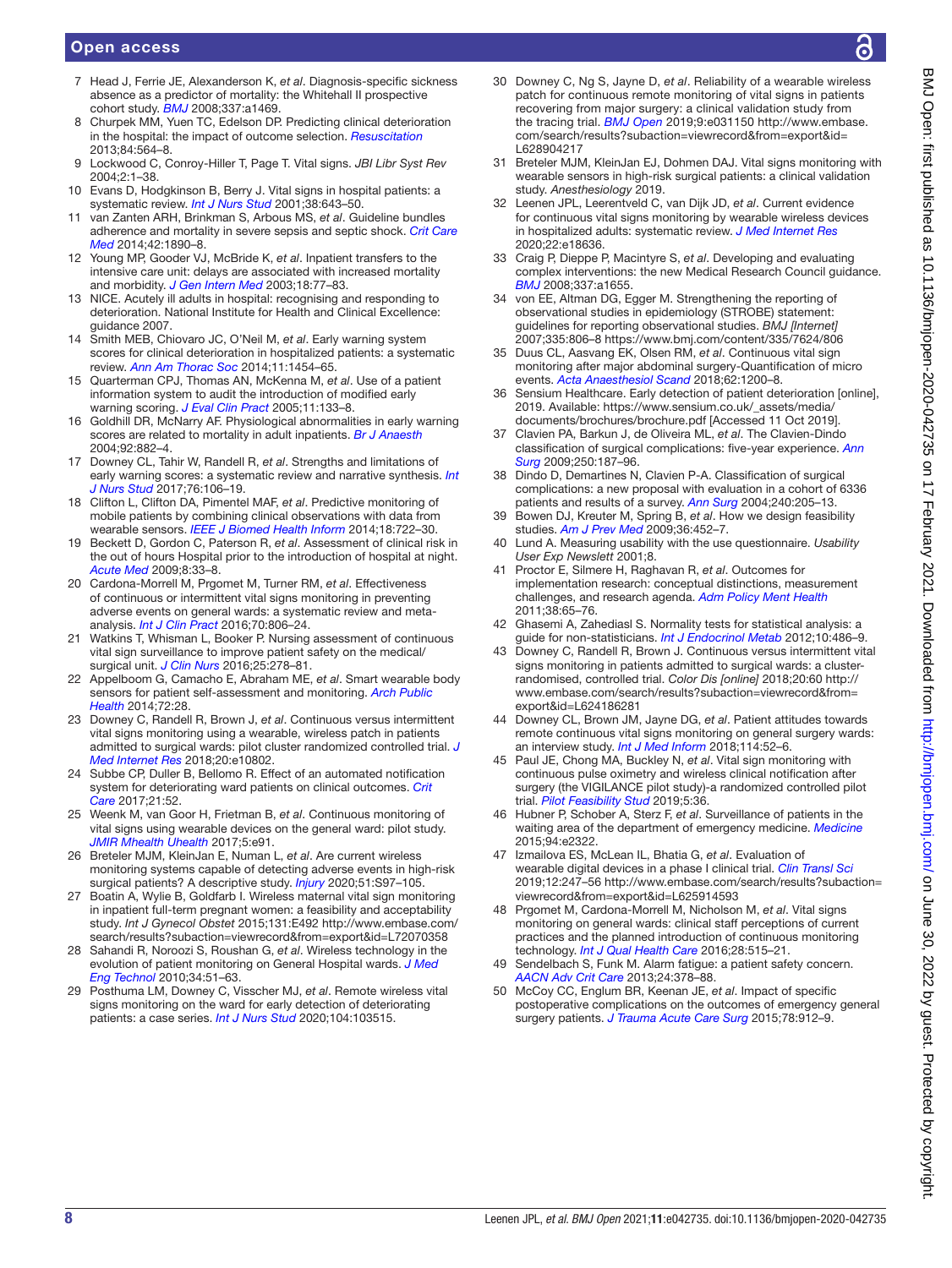7 Head J, Ferrie JE, Alexanderson K, *et al*. Diagnosis-specific sickness absence as a predictor of mortality: the Whitehall II prospective cohort study. *BMJ* 2008;337:a1469.
8 Churpek MM, Yuen TC, Edelson DP. Predicting clinical deterioration in the hospital: the impact of outcome selection. *Resuscitation* 2013;84:564–8.
9 Lockwood C, Conroy-Hiller T, Page T. Vital signs. *JBI Libr Syst Rev* 2004;2:1–38.
10 Evans D, Hodgkinson B, Berry J. Vital signs in hospital patients: a systematic review. *Int J Nurs Stud* 2001;38:643–50.
11 van Zanten ARH, Brinkman S, Arbous MS, *et al*. Guideline bundles adherence and mortality in severe sepsis and septic shock. *Crit Care Med* 2014;42:1890–8.
12 Young MP, Gooder VJ, McBride K, *et al*. Inpatient transfers to the intensive care unit: delays are associated with increased mortality and morbidity. *J Gen Intern Med* 2003;18:77–83.
13 NICE. Acutely ill adults in hospital: recognising and responding to deterioration. National Institute for Health and Clinical Excellence: guidance 2007.
14 Smith MEB, Chiovaro JC, O'Neil M, *et al*. Early warning system scores for clinical deterioration in hospitalized patients: a systematic review. *Ann Am Thorac Soc* 2014;11:1454–65.
15 Quarterman CPJ, Thomas AN, McKenna M, *et al*. Use of a patient information system to audit the introduction of modified early warning scoring. *J Eval Clin Pract* 2005;11:133–8.
16 Goldhill DR, McNarry AF. Physiological abnormalities in early warning scores are related to mortality in adult inpatients. *Br J Anaesth* 2004;92:882–4.
17 Downey CL, Tahir W, Randell R, *et al*. Strengths and limitations of early warning scores: a systematic review and narrative synthesis. *Int J Nurs Stud* 2017;76:106–19.
18 Clifton L, Clifton DA, Pimentel MAF, *et al*. Predictive monitoring of mobile patients by combining clinical observations with data from wearable sensors. *IEEE J Biomed Health Inform* 2014;18:722–30.
19 Beckett D, Gordon C, Paterson R, *et al*. Assessment of clinical risk in the out of hours Hospital prior to the introduction of hospital at night. *Acute Med* 2009;8:33–8.
20 Cardona-Morrell M, Prgomet M, Turner RM, *et al*. Effectiveness of continuous or intermittent vital signs monitoring in preventing adverse events on general wards: a systematic review and meta-analysis. *Int J Clin Pract* 2016;70:806–24.
21 Watkins T, Whisman L, Booker P. Nursing assessment of continuous vital sign surveillance to improve patient safety on the medical/surgical unit. *J Clin Nurs* 2016;25:278–81.
22 Appelboom G, Camacho E, Abraham ME, *et al*. Smart wearable body sensors for patient self-assessment and monitoring. *Arch Public Health* 2014;72:28.
23 Downey C, Randell R, Brown J, *et al*. Continuous versus intermittent vital signs monitoring using a wearable, wireless patch in patients admitted to surgical wards: pilot cluster randomized controlled trial. *J Med Internet Res* 2018;20:e10802.
24 Subbe CP, Duller B, Bellomo R. Effect of an automated notification system for deteriorating ward patients on clinical outcomes. *Crit Care* 2017;21:52.
25 Weenk M, van Goor H, Frietman B, *et al*. Continuous monitoring of vital signs using wearable devices on the general ward: pilot study. *JMIR Mhealth Uhealth* 2017;5:e91.
26 Breteler MJM, KleinJan E, Numan L, *et al*. Are current wireless monitoring systems capable of detecting adverse events in high-risk surgical patients? A descriptive study. *Injury* 2020;51:S97–105.
27 Boatin A, Wylie B, Goldfarb I. Wireless maternal vital sign monitoring in inpatient full-term pregnant women: a feasibility and acceptability study. *Int J Gynecol Obstet* 2015;131:E492 http://www.embase.com/search/results?subaction=viewrecord&from=export&id=L72070358
28 Sahandi R, Noroozi S, Roushan G, *et al*. Wireless technology in the evolution of patient monitoring on General Hospital wards. *J Med Eng Technol* 2010;34:51–63.
29 Posthuma LM, Downey C, Visscher MJ, *et al*. Remote wireless vital signs monitoring on the ward for early detection of deteriorating patients: a case series. *Int J Nurs Stud* 2020;104:103515.
30 Downey C, Ng S, Jayne D, *et al*. Reliability of a wearable wireless patch for continuous remote monitoring of vital signs in patients recovering from major surgery: a clinical validation study from the tracing trial. *BMJ Open* 2019;9:e031150 http://www.embase.com/search/results?subaction=viewrecord&from=export&id=L628904217
31 Breteler MJM, KleinJan EJ, Dohmen DAJ. Vital signs monitoring with wearable sensors in high-risk surgical patients: a clinical validation study. *Anesthesiology* 2019.
32 Leenen JPL, Leerentveld C, van Dijk JD, *et al*. Current evidence for continuous vital signs monitoring by wearable wireless devices in hospitalized adults: systematic review. *J Med Internet Res* 2020;22:e18636.
33 Craig P, Dieppe P, Macintyre S, *et al*. Developing and evaluating complex interventions: the new Medical Research Council guidance. *BMJ* 2008;337:a1655.
34 von EE, Altman DG, Egger M. Strengthening the reporting of observational studies in epidemiology (STROBE) statement: guidelines for reporting observational studies. *BMJ [Internet]* 2007;335:806–8 https://www.bmj.com/content/335/7624/806
35 Duus CL, Aasvang EK, Olsen RM, *et al*. Continuous vital sign monitoring after major abdominal surgery-Quantification of micro events. *Acta Anaesthesiol Scand* 2018;62:1200–8.
36 Sensium Healthcare. Early detection of patient deterioration [online], 2019. Available: https://www.sensium.co.uk/_assets/media/documents/brochures/brochure.pdf [Accessed 11 Oct 2019].
37 Clavien PA, Barkun J, de Oliveira ML, *et al*. The Clavien-Dindo classification of surgical complications: five-year experience. *Ann Surg* 2009;250:187–96.
38 Dindo D, Demartines N, Clavien P-A. Classification of surgical complications: a new proposal with evaluation in a cohort of 6336 patients and results of a survey. *Ann Surg* 2004;240:205–13.
39 Bowen DJ, Kreuter M, Spring B, *et al*. How we design feasibility studies. *Am J Prev Med* 2009;36:452–7.
40 Lund A. Measuring usability with the use questionnaire. *Usability User Exp Newslett* 2001;8.
41 Proctor E, Silmere H, Raghavan R, *et al*. Outcomes for implementation research: conceptual distinctions, measurement challenges, and research agenda. *Adm Policy Ment Health* 2011;38:65–76.
42 Ghasemi A, Zahediasl S. Normality tests for statistical analysis: a guide for non-statisticians. *Int J Endocrinol Metab* 2012;10:486–9.
43 Downey C, Randell R, Brown J. Continuous versus intermittent vital signs monitoring in patients admitted to surgical wards: a cluster-randomised, controlled trial. *Color Dis [online]* 2018;20:60 http://www.embase.com/search/results?subaction=viewrecord&from=export&id=L624186281
44 Downey CL, Brown JM, Jayne DG, *et al*. Patient attitudes towards remote continuous vital signs monitoring on general surgery wards: an interview study. *Int J Med Inform* 2018;114:52–6.
45 Paul JE, Chong MA, Buckley N, *et al*. Vital sign monitoring with continuous pulse oximetry and wireless clinical notification after surgery (the VIGILANCE pilot study)-a randomized controlled pilot trial. *Pilot Feasibility Stud* 2019;5:36.
46 Hubner P, Schober A, Sterz F, *et al*. Surveillance of patients in the waiting area of the department of emergency medicine. *Medicine* 2015;94:e2322.
47 Izmailova ES, McLean IL, Bhatia G, *et al*. Evaluation of wearable digital devices in a phase I clinical trial. *Clin Transl Sci* 2019;12:247–56 http://www.embase.com/search/results?subaction=viewrecord&from=export&id=L625914593
48 Prgomet M, Cardona-Morrell M, Nicholson M, *et al*. Vital signs monitoring on general wards: clinical staff perceptions of current practices and the planned introduction of continuous monitoring technology. *Int J Qual Health Care* 2016;28:515–21.
49 Sendelbach S, Funk M. Alarm fatigue: a patient safety concern. *AACN Adv Crit Care* 2013;24:378–88.
50 McCoy CC, Englum BR, Keenan JE, *et al*. Impact of specific postoperative complications on the outcomes of emergency general surgery patients. *J Trauma Acute Care Surg* 2015;78:912–9.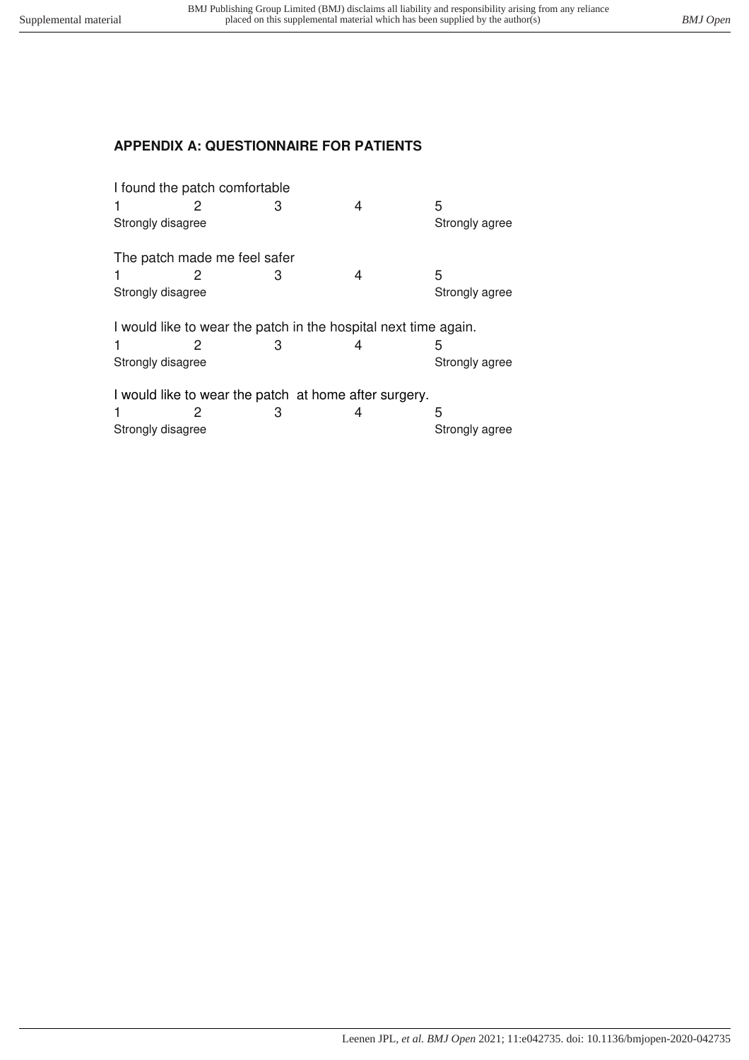## APPENDIX A: QUESTIONNAIRE FOR PATIENTS

I found the patch comfortable

| 1 | 2 | 3 | 4 | 5 |
|---|---|---|---|---|
| Strongly disagree | | | | Strongly agree |

The patch made me feel safer

| 1 | 2 | 3 | 4 | 5 |
|---|---|---|---|---|
| Strongly disagree | | | | Strongly agree |

I would like to wear the patch in the hospital next time again.

| 1 | 2 | 3 | 4 | 5 |
|---|---|---|---|---|
| Strongly disagree | | | | Strongly agree |

I would like to wear the patch at home after surgery.

| 1 | 2 | 3 | 4 | 5 |
|---|---|---|---|---|
| Strongly disagree | | | | Strongly agree |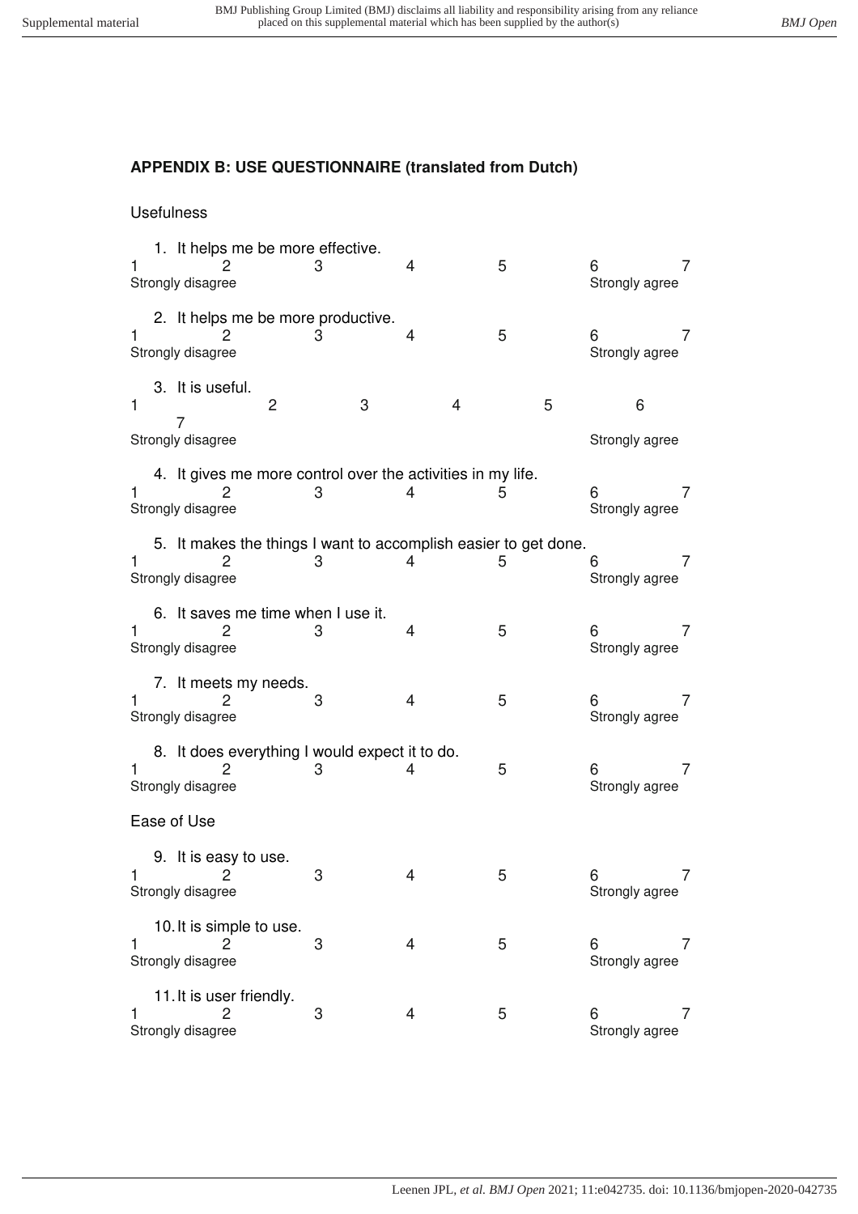**APPENDIX B: USE QUESTIONNAIRE (translated from Dutch)**

Usefulness

1. It helps me be more effective.

1 2 3 4 5 6 7
Strongly disagree Strongly agree

2. It helps me be more productive.

1 2 3 4 5 6 7
Strongly disagree Strongly agree

3. It is useful.

1 2 3 4 5 6 7
Strongly disagree Strongly agree

4. It gives me more control over the activities in my life.

1 2 3 4 5 6 7
Strongly disagree Strongly agree

5. It makes the things I want to accomplish easier to get done.

1 2 3 4 5 6 7
Strongly disagree Strongly agree

6. It saves me time when I use it.

1 2 3 4 5 6 7
Strongly disagree Strongly agree

7. It meets my needs.

1 2 3 4 5 6 7
Strongly disagree Strongly agree

8. It does everything I would expect it to do.

1 2 3 4 5 6 7
Strongly disagree Strongly agree

Ease of Use

9. It is easy to use.

1 2 3 4 5 6 7
Strongly disagree Strongly agree

10. It is simple to use.

1 2 3 4 5 6 7
Strongly disagree Strongly agree

11. It is user friendly.

1 2 3 4 5 6 7
Strongly disagree Strongly agree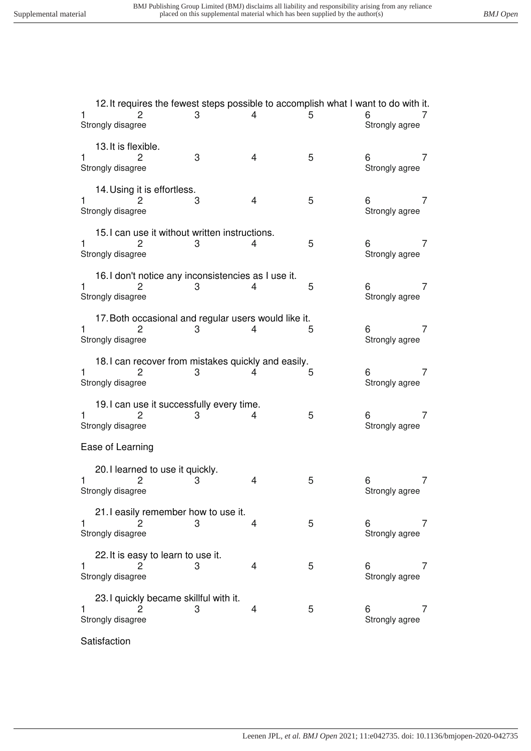12. It requires the fewest steps possible to accomplish what I want to do with it.

1 2 3 4 5 6 7
Strongly disagree Strongly agree

13. It is flexible.

1 2 3 4 5 6 7
Strongly disagree Strongly agree

14. Using it is effortless.

1 2 3 4 5 6 7
Strongly disagree Strongly agree

15. I can use it without written instructions.

1 2 3 4 5 6 7
Strongly disagree Strongly agree

16. I don't notice any inconsistencies as I use it.

1 2 3 4 5 6 7
Strongly disagree Strongly agree

17. Both occasional and regular users would like it.

1 2 3 4 5 6 7
Strongly disagree Strongly agree

18. I can recover from mistakes quickly and easily.

1 2 3 4 5 6 7
Strongly disagree Strongly agree

19. I can use it successfully every time.

1 2 3 4 5 6 7
Strongly disagree Strongly agree

Ease of Learning

20. I learned to use it quickly.

1 2 3 4 5 6 7
Strongly disagree Strongly agree

21. I easily remember how to use it.

1 2 3 4 5 6 7
Strongly disagree Strongly agree

22. It is easy to learn to use it.

1 2 3 4 5 6 7
Strongly disagree Strongly agree

23. I quickly became skillful with it.

1 2 3 4 5 6 7
Strongly disagree Strongly agree

Satisfaction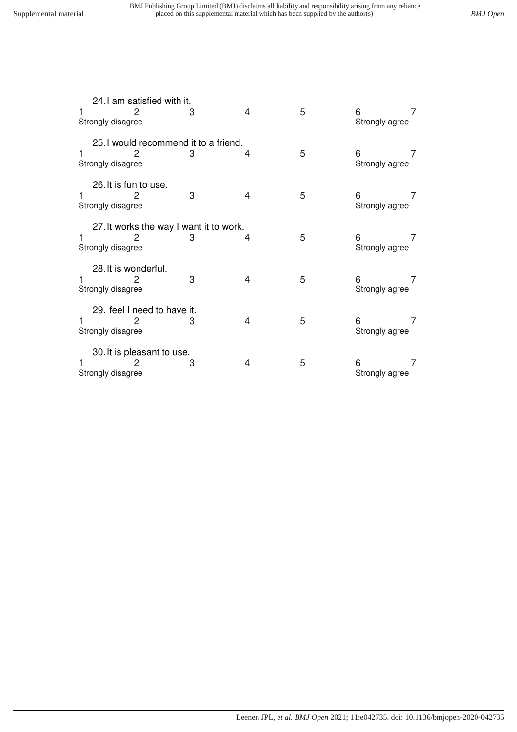24. I am satisfied with it.

1 2 3 4 5 6 7
Strongly disagree Strongly agree

25. I would recommend it to a friend.

1 2 3 4 5 6 7
Strongly disagree Strongly agree

26. It is fun to use.

1 2 3 4 5 6 7
Strongly disagree Strongly agree

27. It works the way I want it to work.

1 2 3 4 5 6 7
Strongly disagree Strongly agree

28. It is wonderful.

1 2 3 4 5 6 7
Strongly disagree Strongly agree

29. feel I need to have it.

1 2 3 4 5 6 7
Strongly disagree Strongly agree

30. It is pleasant to use.

1 2 3 4 5 6 7
Strongly disagree Strongly agree